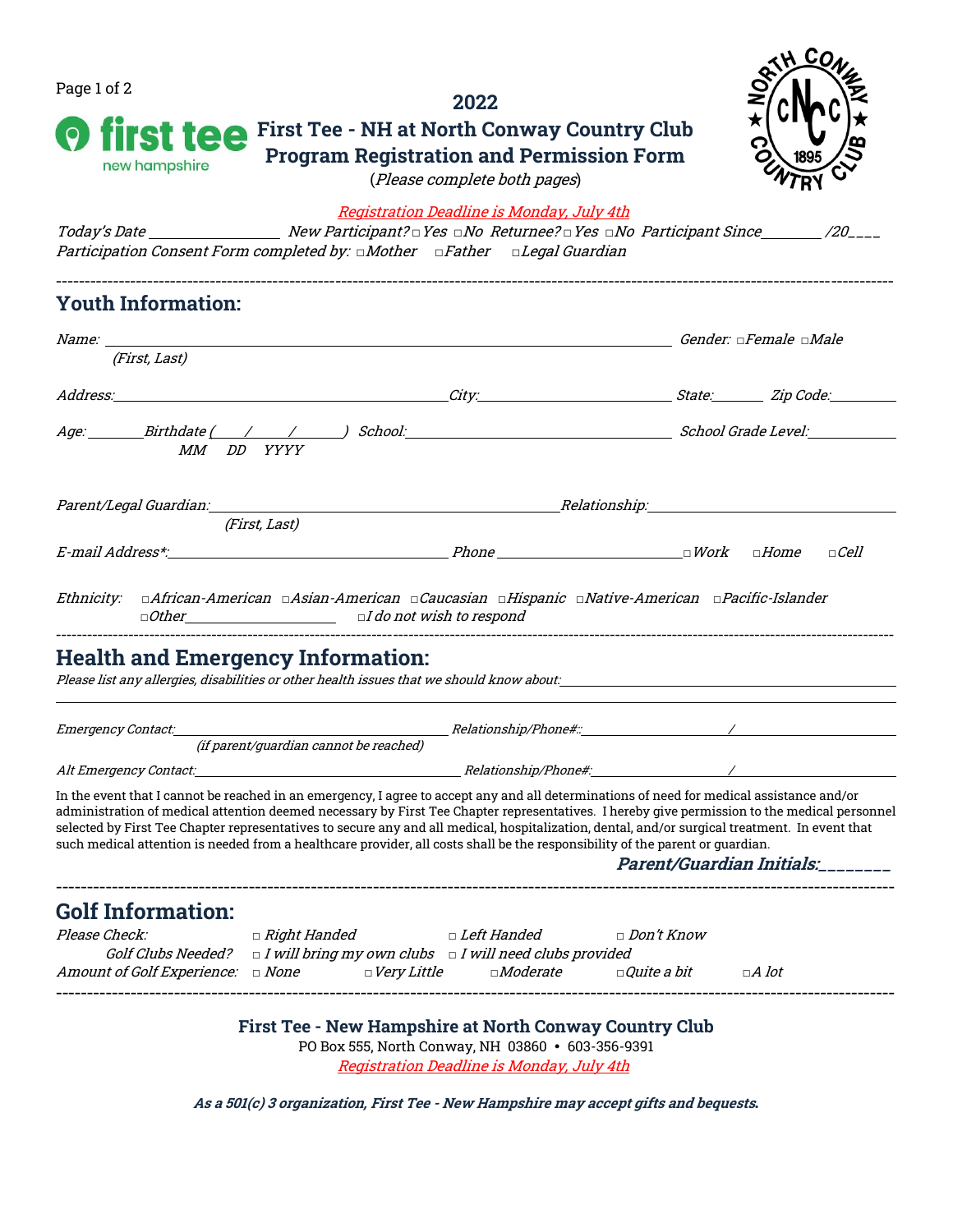# 2022

## First Tee - NH at North Conway Country Club
## Program Registration and Permission Form

(*Please complete both pages*)

first tee new hampshire

NORTH CONWAY COUNTRY CLUB 1895

*Registration Deadline is Monday, July 4th*

*Today's Date* ________________ *New Participant?* □ *Yes* □ *No* *Returnee?* □ *Yes* □ *No* *Participant Since* ________ */20*____

*Participation Consent Form completed by:* □ *Mother* □ *Father* □ *Legal Guardian*

---

## Youth Information:

*Name:* ______________________________________________ *Gender:* □ *Female* □ *Male*
*(First, Last)*

*Address:* ______________________________ *City:* ________________ *State:* ______ *Zip Code:* ________

*Age:* ______ *Birthdate* (____/____/______) *School:* ______________________ *School Grade Level:* ________
*MM DD YYYY*

*Parent/Legal Guardian:* ______________________________ *Relationship:* ______________________
*(First, Last)*

*E-mail Address\*:* ______________________________ *Phone* ________________ □ *Work* □ *Home* □ *Cell*

*Ethnicity:* □ *African-American* □ *Asian-American* □ *Caucasian* □ *Hispanic* □ *Native-American* □ *Pacific-Islander* □ *Other* ______________ □ *I do not wish to respond*

---

## Health and Emergency Information:

*Please list any allergies, disabilities or other health issues that we should know about:* ______________________________

______________________________________________________________________

*Emergency Contact:* ______________________________ *Relationship/Phone#::* ______________ / ______________
*(if parent/guardian cannot be reached)*

*Alt Emergency Contact:* ______________________________ *Relationship/Phone#:* ______________ / ______________

In the event that I cannot be reached in an emergency, I agree to accept any and all determinations of need for medical assistance and/or administration of medical attention deemed necessary by First Tee Chapter representatives. I hereby give permission to the medical personnel selected by First Tee Chapter representatives to secure any and all medical, hospitalization, dental, and/or surgical treatment. In event that such medical attention is needed from a healthcare provider, all costs shall be the responsibility of the parent or guardian.

***Parent/Guardian Initials:*_______**

---

## Golf Information:

*Please Check:* □ *Right Handed* □ *Left Handed* □ *Don't Know*

*Golf Clubs Needed?* □ *I will bring my own clubs* □ *I will need clubs provided*

*Amount of Golf Experience:* □ *None* □ *Very Little* □ *Moderate* □ *Quite a bit* □ *A lot*

---

**First Tee - New Hampshire at North Conway Country Club**

PO Box 555, North Conway, NH 03860 • 603-356-9391

*Registration Deadline is Monday, July 4th*

***As a 501(c) 3 organization, First Tee - New Hampshire may accept gifts and bequests.***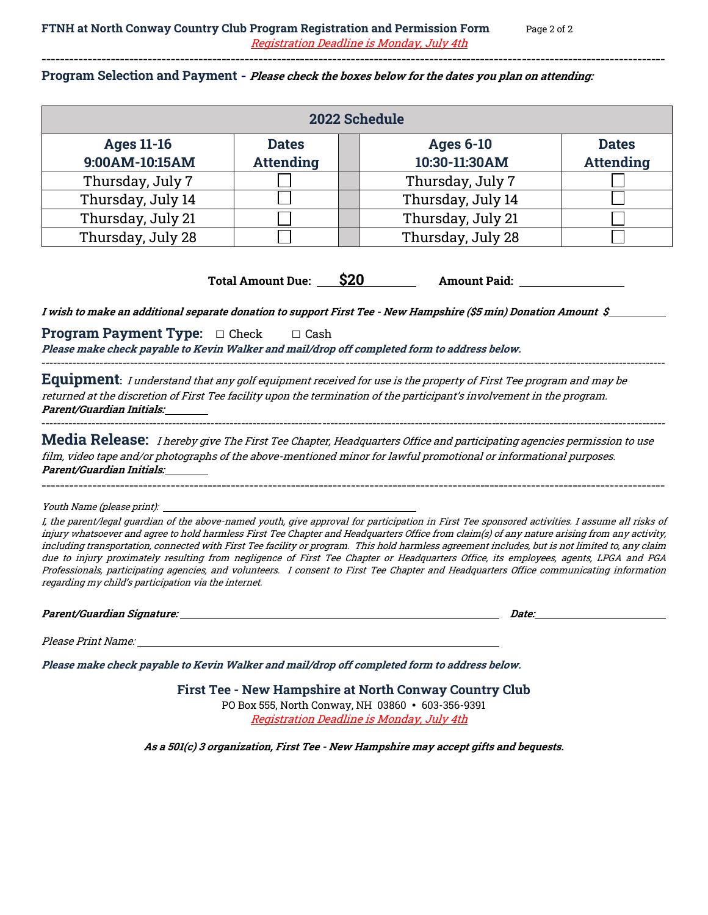Registration Deadline is Monday, July 4th

## Program Selection and Payment - *Please check the boxes below for the dates you plan on attending:*

| 2022 Schedule | | | | |
|---|---|---|---|---|
| **Ages 11-16 9:00AM-10:15AM** | **Dates Attending** | | **Ages 6-10 10:30-11:30AM** | **Dates Attending** |
| Thursday, July 7 | ☐ | | Thursday, July 7 | ☐ |
| Thursday, July 14 | ☐ | | Thursday, July 14 | ☐ |
| Thursday, July 21 | ☐ | | Thursday, July 21 | ☐ |
| Thursday, July 28 | ☐ | | Thursday, July 28 | ☐ |

**Total Amount Due:** $20 **Amount Paid:** ____________

***I wish to make an additional separate donation to support First Tee - New Hampshire ($5 min) Donation Amount $*** ________

**Program Payment Type:** ☐ Check ☐ Cash

***Please make check payable to Kevin Walker and mail/drop off completed form to address below.***

---

**Equipment**: *I understand that any golf equipment received for use is the property of First Tee program and may be returned at the discretion of First Tee facility upon the termination of the participant's involvement in the program.*
***Parent/Guardian Initials:*** ________

---

**Media Release:** *I hereby give The First Tee Chapter, Headquarters Office and participating agencies permission to use film, video tape and/or photographs of the above-mentioned minor for lawful promotional or informational purposes.*
***Parent/Guardian Initials:*** ________

---

*Youth Name (please print):* ______________________________

*I, the parent/legal guardian of the above-named youth, give approval for participation in First Tee sponsored activities. I assume all risks of injury whatsoever and agree to hold harmless First Tee Chapter and Headquarters Office from claim(s) of any nature arising from any activity, including transportation, connected with First Tee facility or program. This hold harmless agreement includes, but is not limited to, any claim due to injury proximately resulting from negligence of First Tee Chapter or Headquarters Office, its employees, agents, LPGA and PGA Professionals, participating agencies, and volunteers. I consent to First Tee Chapter and Headquarters Office communicating information regarding my child's participation via the internet.*

***Parent/Guardian Signature:*** ______________________________ ***Date:*** ____________

*Please Print Name:* ______________________________

***Please make check payable to Kevin Walker and mail/drop off completed form to address below.***

**First Tee - New Hampshire at North Conway Country Club**
PO Box 555, North Conway, NH 03860 • 603-356-9391
Registration Deadline is Monday, July 4th

***As a 501(c) 3 organization, First Tee - New Hampshire may accept gifts and bequests.***